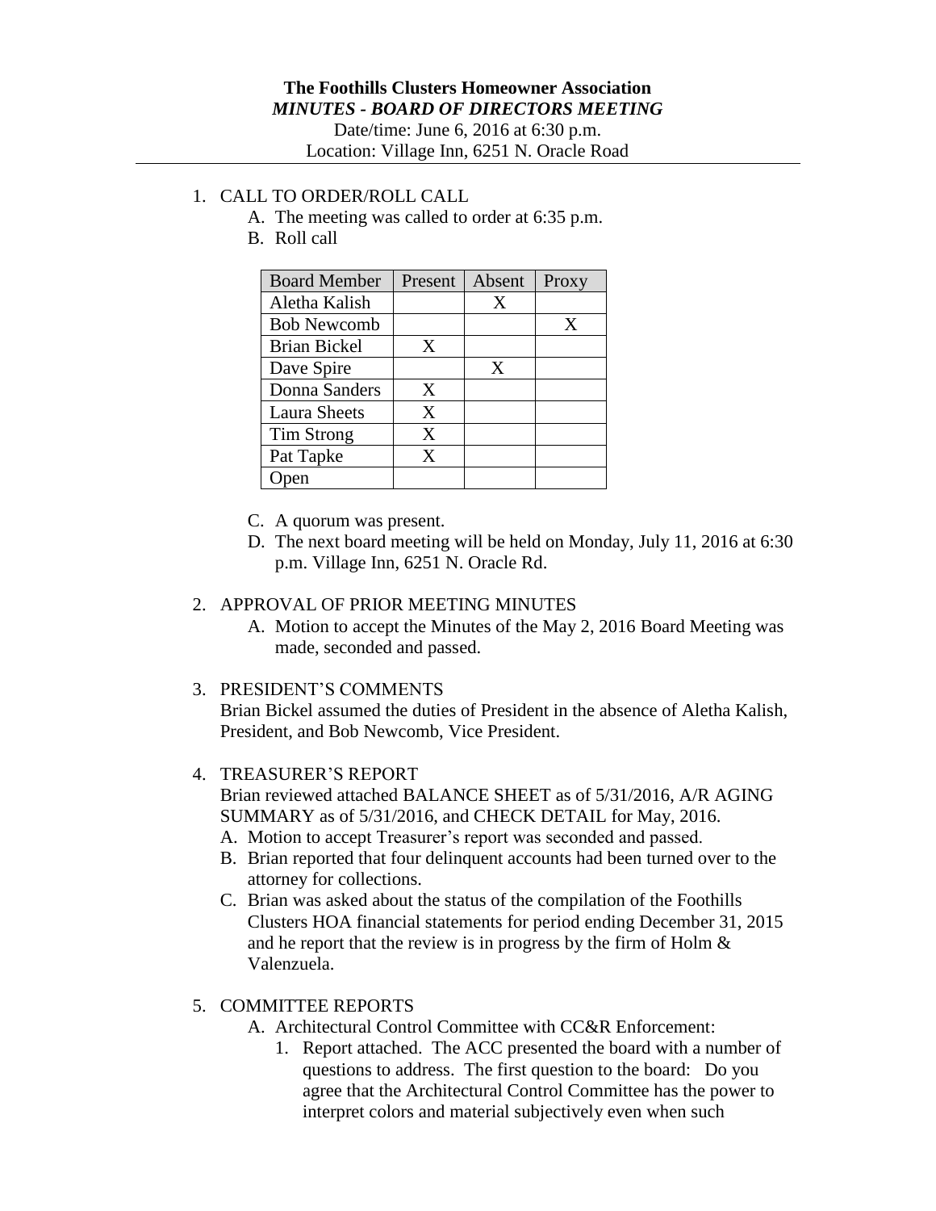**The Foothills Clusters Homeowner Association**

***MINUTES - BOARD OF DIRECTORS MEETING***

Date/time: June 6, 2016 at 6:30 p.m.

Location: Village Inn, 6251 N. Oracle Road

1. CALL TO ORDER/ROLL CALL
   A. The meeting was called to order at 6:35 p.m.
   B. Roll call

| Board Member | Present | Absent | Proxy |
|---|---|---|---|
| Aletha Kalish | | X | |
| Bob Newcomb | | | X |
| Brian Bickel | X | | |
| Dave Spire | | X | |
| Donna Sanders | X | | |
| Laura Sheets | X | | |
| Tim Strong | X | | |
| Pat Tapke | X | | |
| Open | | | |

   C. A quorum was present.
   D. The next board meeting will be held on Monday, July 11, 2016 at 6:30 p.m. Village Inn, 6251 N. Oracle Rd.

2. APPROVAL OF PRIOR MEETING MINUTES
   A. Motion to accept the Minutes of the May 2, 2016 Board Meeting was made, seconded and passed.

3. PRESIDENT'S COMMENTS
   Brian Bickel assumed the duties of President in the absence of Aletha Kalish, President, and Bob Newcomb, Vice President.

4. TREASURER'S REPORT
   Brian reviewed attached BALANCE SHEET as of 5/31/2016, A/R AGING SUMMARY as of 5/31/2016, and CHECK DETAIL for May, 2016.
   A. Motion to accept Treasurer's report was seconded and passed.
   B. Brian reported that four delinquent accounts had been turned over to the attorney for collections.
   C. Brian was asked about the status of the compilation of the Foothills Clusters HOA financial statements for period ending December 31, 2015 and he report that the review is in progress by the firm of Holm & Valenzuela.

5. COMMITTEE REPORTS
   A. Architectural Control Committee with CC&R Enforcement:
      1. Report attached. The ACC presented the board with a number of questions to address. The first question to the board: Do you agree that the Architectural Control Committee has the power to interpret colors and material subjectively even when such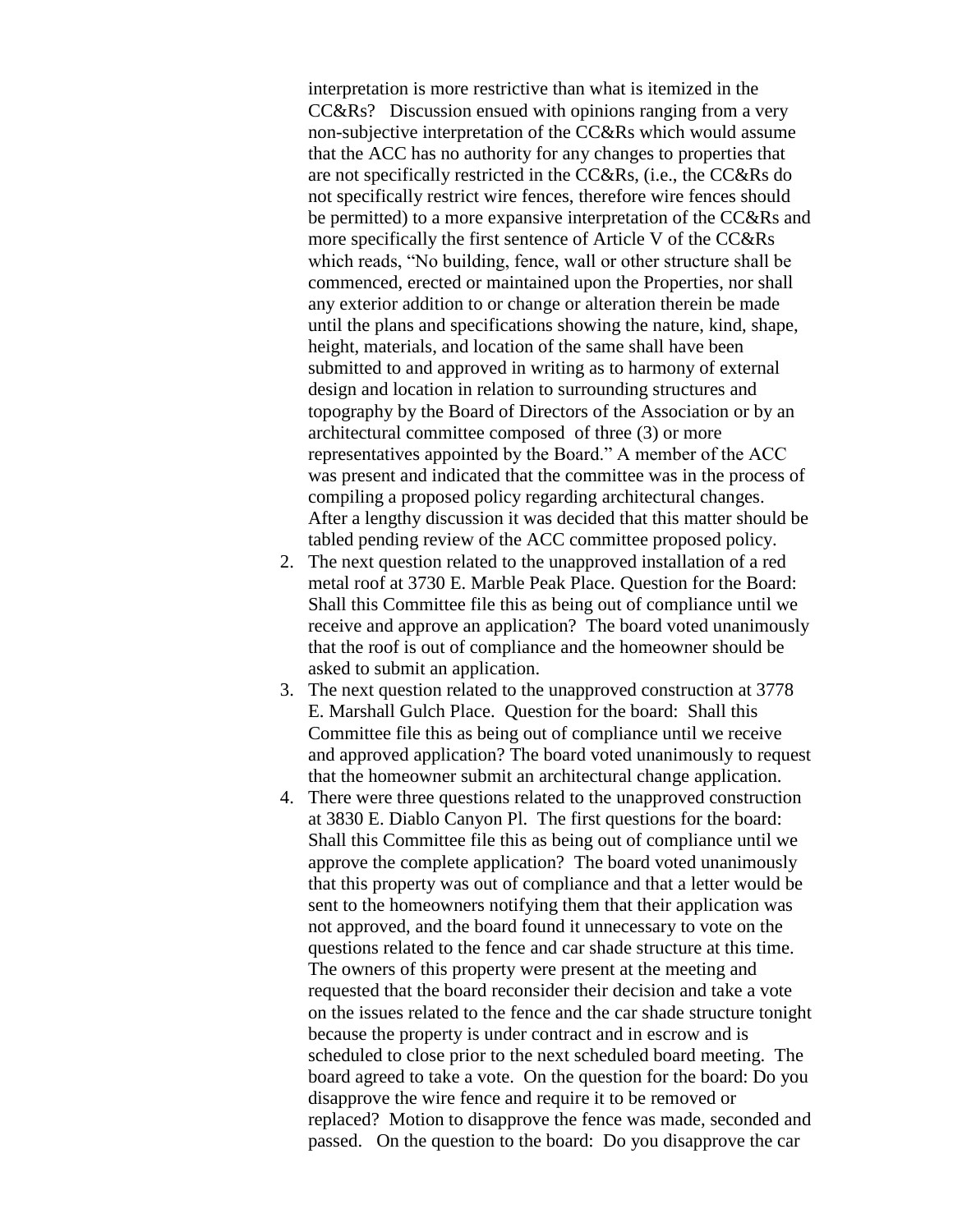interpretation is more restrictive than what is itemized in the CC&Rs? Discussion ensued with opinions ranging from a very non-subjective interpretation of the CC&Rs which would assume that the ACC has no authority for any changes to properties that are not specifically restricted in the CC&Rs, (i.e., the CC&Rs do not specifically restrict wire fences, therefore wire fences should be permitted) to a more expansive interpretation of the CC&Rs and more specifically the first sentence of Article V of the CC&Rs which reads, "No building, fence, wall or other structure shall be commenced, erected or maintained upon the Properties, nor shall any exterior addition to or change or alteration therein be made until the plans and specifications showing the nature, kind, shape, height, materials, and location of the same shall have been submitted to and approved in writing as to harmony of external design and location in relation to surrounding structures and topography by the Board of Directors of the Association or by an architectural committee composed of three (3) or more representatives appointed by the Board." A member of the ACC was present and indicated that the committee was in the process of compiling a proposed policy regarding architectural changes. After a lengthy discussion it was decided that this matter should be tabled pending review of the ACC committee proposed policy.

2. The next question related to the unapproved installation of a red metal roof at 3730 E. Marble Peak Place. Question for the Board: Shall this Committee file this as being out of compliance until we receive and approve an application? The board voted unanimously that the roof is out of compliance and the homeowner should be asked to submit an application.
3. The next question related to the unapproved construction at 3778 E. Marshall Gulch Place. Question for the board: Shall this Committee file this as being out of compliance until we receive and approved application? The board voted unanimously to request that the homeowner submit an architectural change application.
4. There were three questions related to the unapproved construction at 3830 E. Diablo Canyon Pl. The first questions for the board: Shall this Committee file this as being out of compliance until we approve the complete application? The board voted unanimously that this property was out of compliance and that a letter would be sent to the homeowners notifying them that their application was not approved, and the board found it unnecessary to vote on the questions related to the fence and car shade structure at this time. The owners of this property were present at the meeting and requested that the board reconsider their decision and take a vote on the issues related to the fence and the car shade structure tonight because the property is under contract and in escrow and is scheduled to close prior to the next scheduled board meeting. The board agreed to take a vote. On the question for the board: Do you disapprove the wire fence and require it to be removed or replaced? Motion to disapprove the fence was made, seconded and passed. On the question to the board: Do you disapprove the car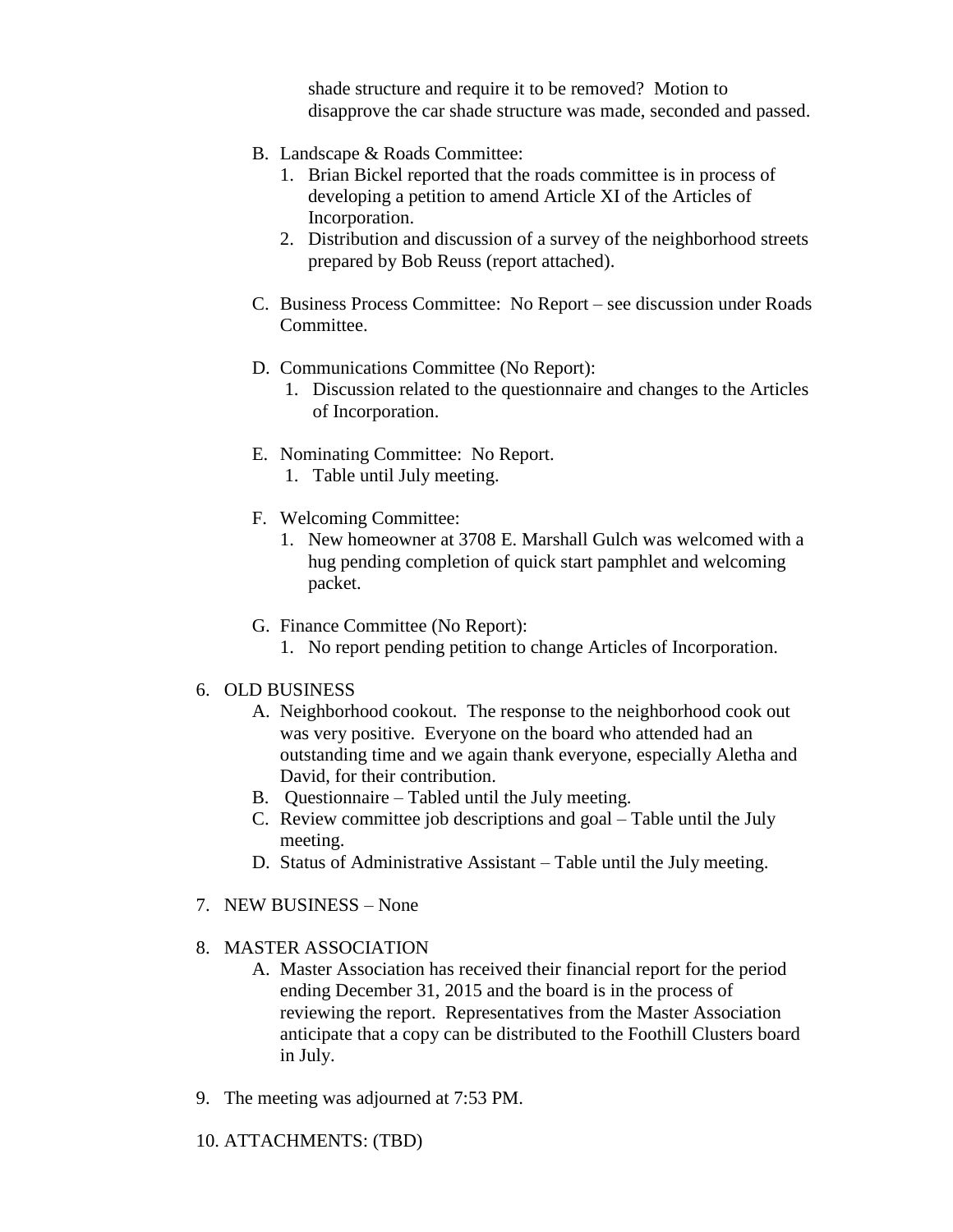shade structure and require it to be removed? Motion to disapprove the car shade structure was made, seconded and passed.

B. Landscape & Roads Committee:
   1. Brian Bickel reported that the roads committee is in process of developing a petition to amend Article XI of the Articles of Incorporation.
   2. Distribution and discussion of a survey of the neighborhood streets prepared by Bob Reuss (report attached).

C. Business Process Committee: No Report – see discussion under Roads Committee.

D. Communications Committee (No Report):
   1. Discussion related to the questionnaire and changes to the Articles of Incorporation.

E. Nominating Committee: No Report.
   1. Table until July meeting.

F. Welcoming Committee:
   1. New homeowner at 3708 E. Marshall Gulch was welcomed with a hug pending completion of quick start pamphlet and welcoming packet.

G. Finance Committee (No Report):
   1. No report pending petition to change Articles of Incorporation.

6. OLD BUSINESS
   A. Neighborhood cookout. The response to the neighborhood cook out was very positive. Everyone on the board who attended had an outstanding time and we again thank everyone, especially Aletha and David, for their contribution.
   B. Questionnaire – Tabled until the July meeting.
   C. Review committee job descriptions and goal – Table until the July meeting.
   D. Status of Administrative Assistant – Table until the July meeting.

7. NEW BUSINESS – None

8. MASTER ASSOCIATION
   A. Master Association has received their financial report for the period ending December 31, 2015 and the board is in the process of reviewing the report. Representatives from the Master Association anticipate that a copy can be distributed to the Foothill Clusters board in July.

9. The meeting was adjourned at 7:53 PM.

10. ATTACHMENTS: (TBD)